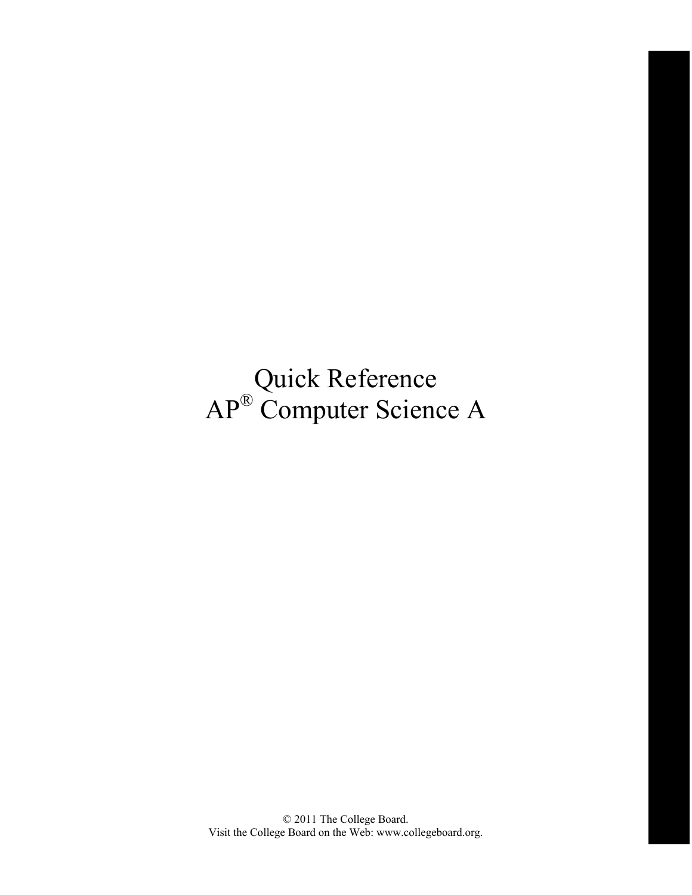# Quick Reference
# AP® Computer Science A

© 2011 The College Board.
Visit the College Board on the Web: www.collegeboard.org.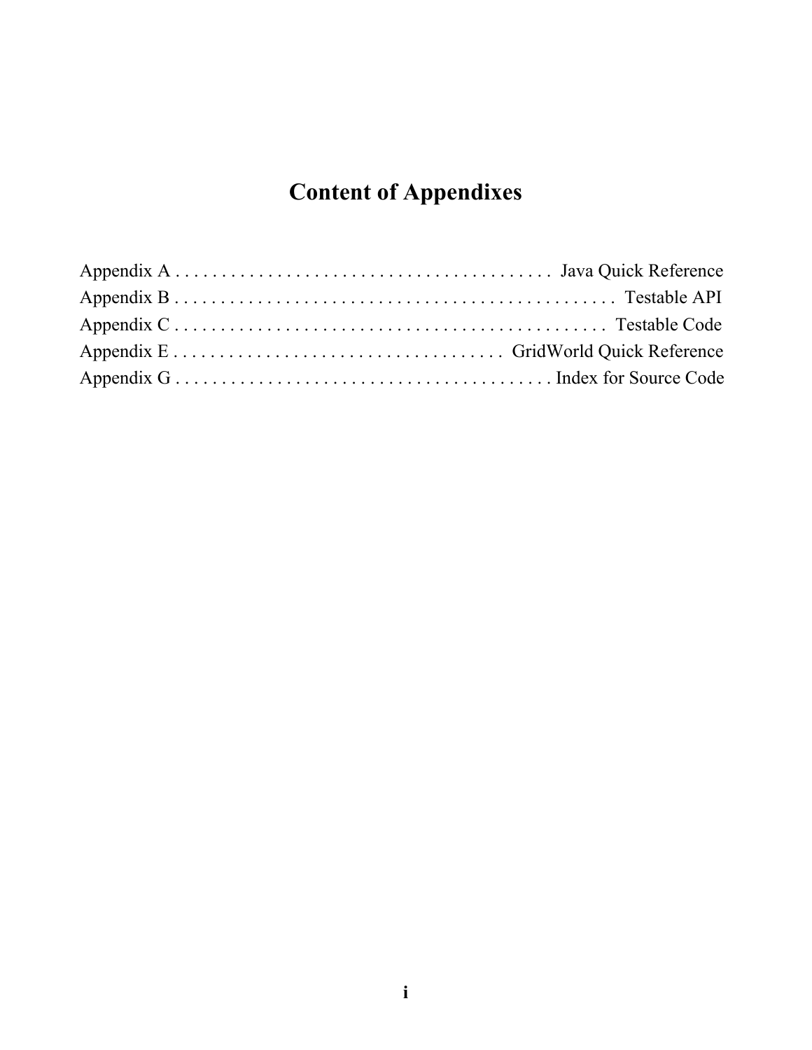# Content of Appendixes

Appendix A . . . . . . . . . . . . . . . . . . . . . . . . . . . . . . . . . . . . . . . . . Java Quick Reference
Appendix B . . . . . . . . . . . . . . . . . . . . . . . . . . . . . . . . . . . . . . . . . . . . . . . Testable API
Appendix C . . . . . . . . . . . . . . . . . . . . . . . . . . . . . . . . . . . . . . . . . . . . . . Testable Code
Appendix E . . . . . . . . . . . . . . . . . . . . . . . . . . . . . . . . . . . . GridWorld Quick Reference
Appendix G . . . . . . . . . . . . . . . . . . . . . . . . . . . . . . . . . . . . . . . . . Index for Source Code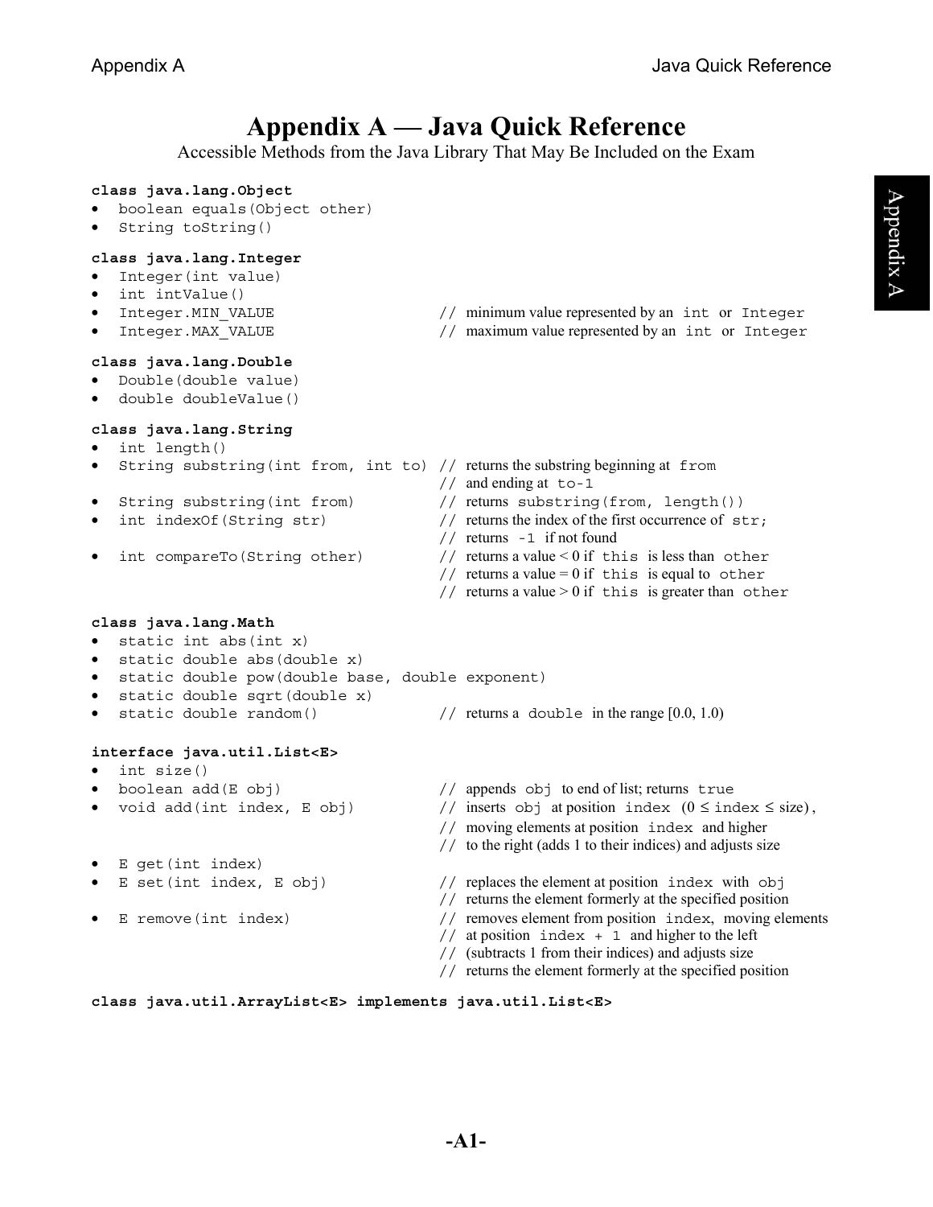# Appendix A — Java Quick Reference

Accessible Methods from the Java Library That May Be Included on the Exam

```
class java.lang.Object
•  boolean equals(Object other)
•  String toString()

class java.lang.Integer
•  Integer(int value)
•  int intValue()
•  Integer.MIN_VALUE                 // minimum value represented by an int or Integer
•  Integer.MAX_VALUE                 // maximum value represented by an int or Integer

class java.lang.Double
•  Double(double value)
•  double doubleValue()

class java.lang.String
•  int length()
•  String substring(int from, int to) // returns the substring beginning at from
                                      // and ending at to-1
•  String substring(int from)         // returns substring(from, length())
•  int indexOf(String str)            // returns the index of the first occurrence of str;
                                      // returns -1 if not found
•  int compareTo(String other)        // returns a value < 0 if this is less than other
                                      // returns a value = 0 if this is equal to other
                                      // returns a value > 0 if this is greater than other

class java.lang.Math
•  static int abs(int x)
•  static double abs(double x)
•  static double pow(double base, double exponent)
•  static double sqrt(double x)
•  static double random()             // returns a double in the range [0.0, 1.0)

interface java.util.List<E>
•  int size()
•  boolean add(E obj)                 // appends obj to end of list; returns true
•  void add(int index, E obj)         // inserts obj at position index (0 ≤ index ≤ size),
                                      // moving elements at position index and higher
                                      // to the right (adds 1 to their indices) and adjusts size
•  E get(int index)
•  E set(int index, E obj)            // replaces the element at position index with obj
                                      // returns the element formerly at the specified position
•  E remove(int index)                // removes element from position index, moving elements
                                      // at position index + 1 and higher to the left
                                      // (subtracts 1 from their indices) and adjusts size
                                      // returns the element formerly at the specified position

class java.util.ArrayList<E> implements java.util.List<E>
```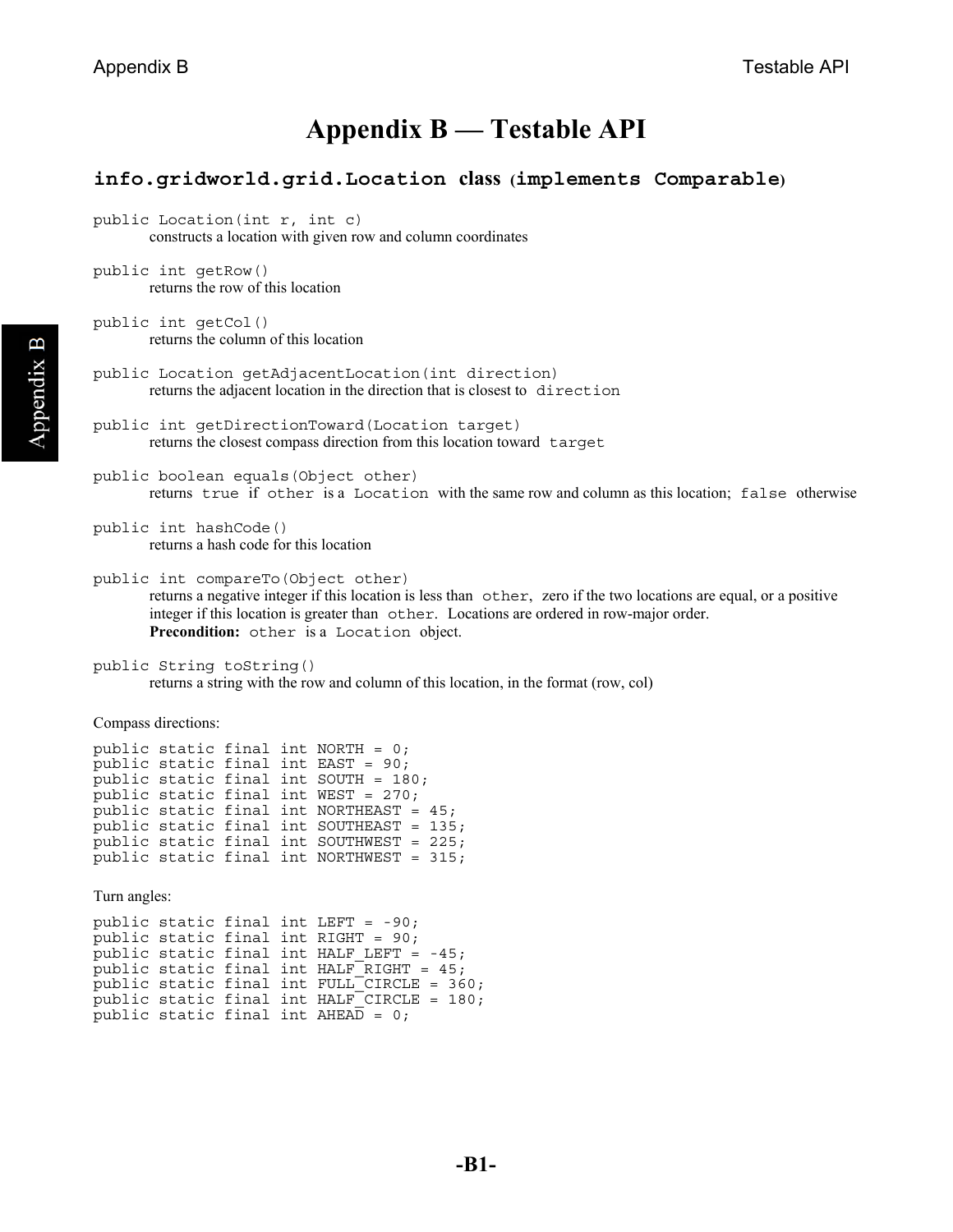# Appendix B — Testable API

## `info.gridworld.grid.Location` class (`implements Comparable`)

`public Location(int r, int c)`
constructs a location with given row and column coordinates

`public int getRow()`
returns the row of this location

`public int getCol()`
returns the column of this location

`public Location getAdjacentLocation(int direction)`
returns the adjacent location in the direction that is closest to `direction`

`public int getDirectionToward(Location target)`
returns the closest compass direction from this location toward `target`

`public boolean equals(Object other)`
returns `true` if `other` is a `Location` with the same row and column as this location; `false` otherwise

`public int hashCode()`
returns a hash code for this location

`public int compareTo(Object other)`
returns a negative integer if this location is less than `other`, zero if the two locations are equal, or a positive integer if this location is greater than `other`. Locations are ordered in row-major order.
**Precondition:** `other` is a `Location` object.

`public String toString()`
returns a string with the row and column of this location, in the format (row, col)

Compass directions:

```
public static final int NORTH = 0;
public static final int EAST = 90;
public static final int SOUTH = 180;
public static final int WEST = 270;
public static final int NORTHEAST = 45;
public static final int SOUTHEAST = 135;
public static final int SOUTHWEST = 225;
public static final int NORTHWEST = 315;
```

Turn angles:

```
public static final int LEFT = -90;
public static final int RIGHT = 90;
public static final int HALF_LEFT = -45;
public static final int HALF_RIGHT = 45;
public static final int FULL_CIRCLE = 360;
public static final int HALF_CIRCLE = 180;
public static final int AHEAD = 0;
```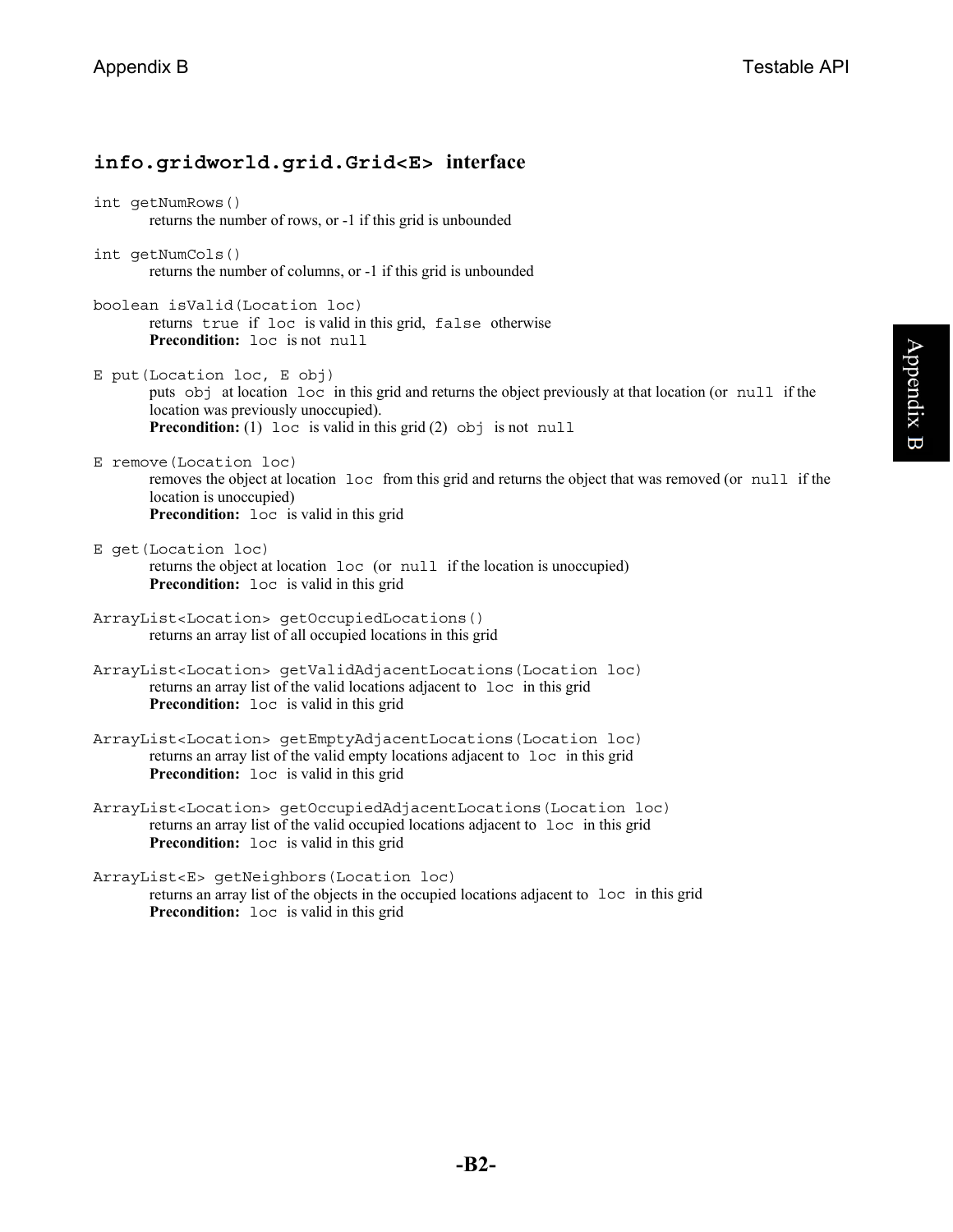## `info.gridworld.grid.Grid<E>` interface

`int getNumRows()`
returns the number of rows, or -1 if this grid is unbounded

`int getNumCols()`
returns the number of columns, or -1 if this grid is unbounded

`boolean isValid(Location loc)`
returns `true` if `loc` is valid in this grid, `false` otherwise
**Precondition:** `loc` is not `null`

`E put(Location loc, E obj)`
puts `obj` at location `loc` in this grid and returns the object previously at that location (or `null` if the location was previously unoccupied).
**Precondition:** (1) `loc` is valid in this grid (2) `obj` is not `null`

`E remove(Location loc)`
removes the object at location `loc` from this grid and returns the object that was removed (or `null` if the location is unoccupied)
**Precondition:** `loc` is valid in this grid

`E get(Location loc)`
returns the object at location `loc` (or `null` if the location is unoccupied)
**Precondition:** `loc` is valid in this grid

`ArrayList<Location> getOccupiedLocations()`
returns an array list of all occupied locations in this grid

`ArrayList<Location> getValidAdjacentLocations(Location loc)`
returns an array list of the valid locations adjacent to `loc` in this grid
**Precondition:** `loc` is valid in this grid

`ArrayList<Location> getEmptyAdjacentLocations(Location loc)`
returns an array list of the valid empty locations adjacent to `loc` in this grid
**Precondition:** `loc` is valid in this grid

`ArrayList<Location> getOccupiedAdjacentLocations(Location loc)`
returns an array list of the valid occupied locations adjacent to `loc` in this grid
**Precondition:** `loc` is valid in this grid

`ArrayList<E> getNeighbors(Location loc)`
returns an array list of the objects in the occupied locations adjacent to `loc` in this grid
**Precondition:** `loc` is valid in this grid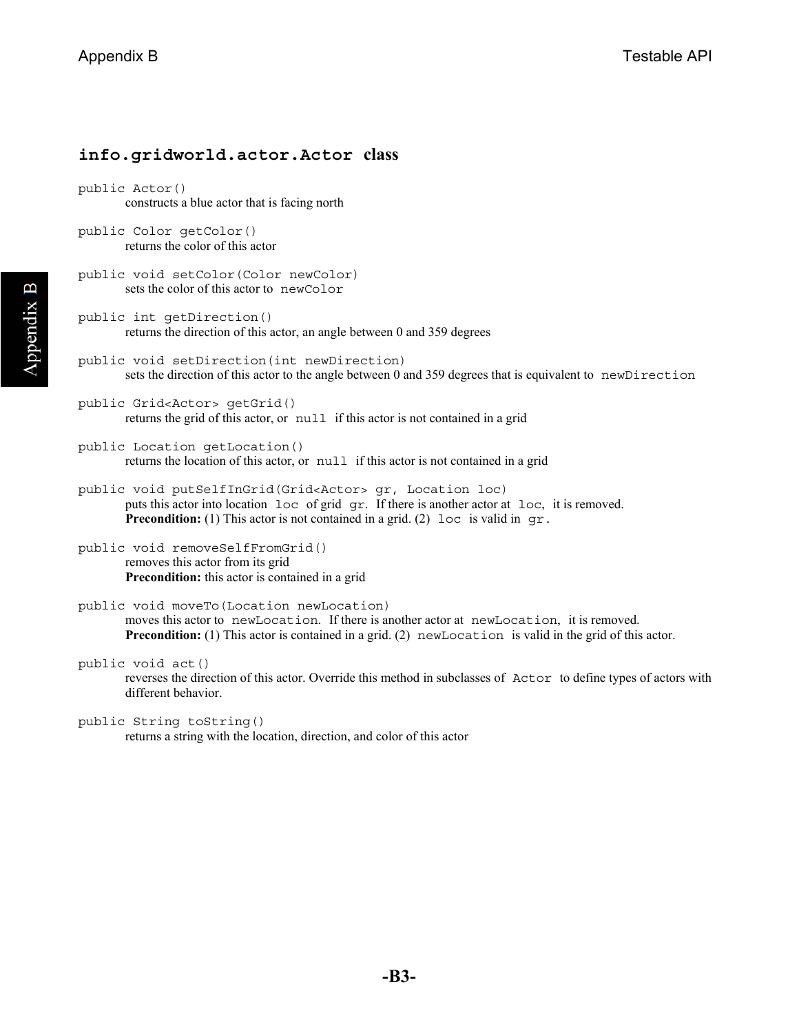## `info.gridworld.actor.Actor` class

`public Actor()`
constructs a blue actor that is facing north

`public Color getColor()`
returns the color of this actor

`public void setColor(Color newColor)`
sets the color of this actor to `newColor`

`public int getDirection()`
returns the direction of this actor, an angle between 0 and 359 degrees

`public void setDirection(int newDirection)`
sets the direction of this actor to the angle between 0 and 359 degrees that is equivalent to `newDirection`

`public Grid<Actor> getGrid()`
returns the grid of this actor, or `null` if this actor is not contained in a grid

`public Location getLocation()`
returns the location of this actor, or `null` if this actor is not contained in a grid

`public void putSelfInGrid(Grid<Actor> gr, Location loc)`
puts this actor into location `loc` of grid `gr`. If there is another actor at `loc`, it is removed.
**Precondition:** (1) This actor is not contained in a grid. (2) `loc` is valid in `gr`.

`public void removeSelfFromGrid()`
removes this actor from its grid
**Precondition:** this actor is contained in a grid

`public void moveTo(Location newLocation)`
moves this actor to `newLocation`. If there is another actor at `newLocation`, it is removed.
**Precondition:** (1) This actor is contained in a grid. (2) `newLocation` is valid in the grid of this actor.

`public void act()`
reverses the direction of this actor. Override this method in subclasses of `Actor` to define types of actors with different behavior.

`public String toString()`
returns a string with the location, direction, and color of this actor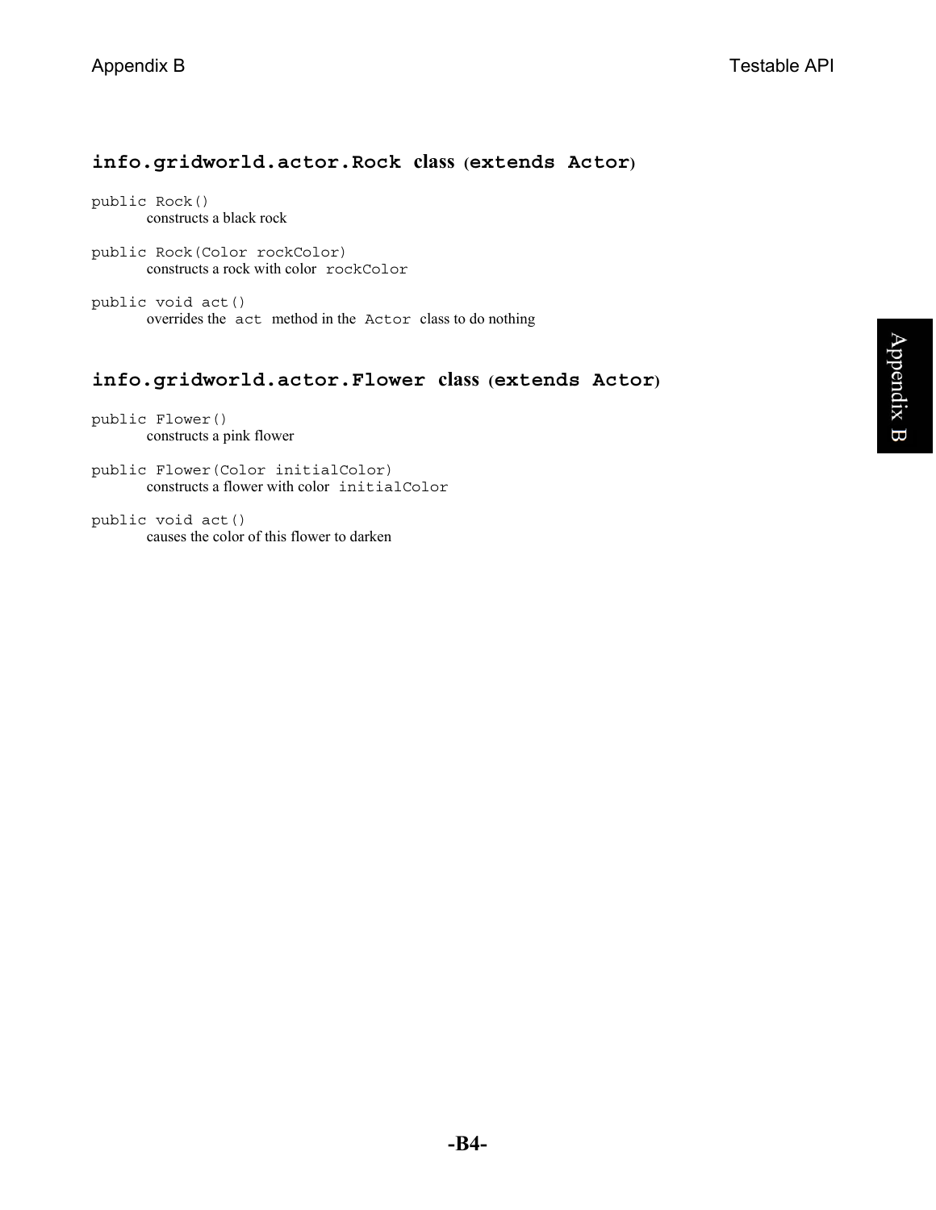## `info.gridworld.actor.Rock` class (`extends Actor`)

`public Rock()`
constructs a black rock

`public Rock(Color rockColor)`
constructs a rock with color `rockColor`

`public void act()`
overrides the `act` method in the `Actor` class to do nothing

## `info.gridworld.actor.Flower` class (`extends Actor`)

`public Flower()`
constructs a pink flower

`public Flower(Color initialColor)`
constructs a flower with color `initialColor`

`public void act()`
causes the color of this flower to darken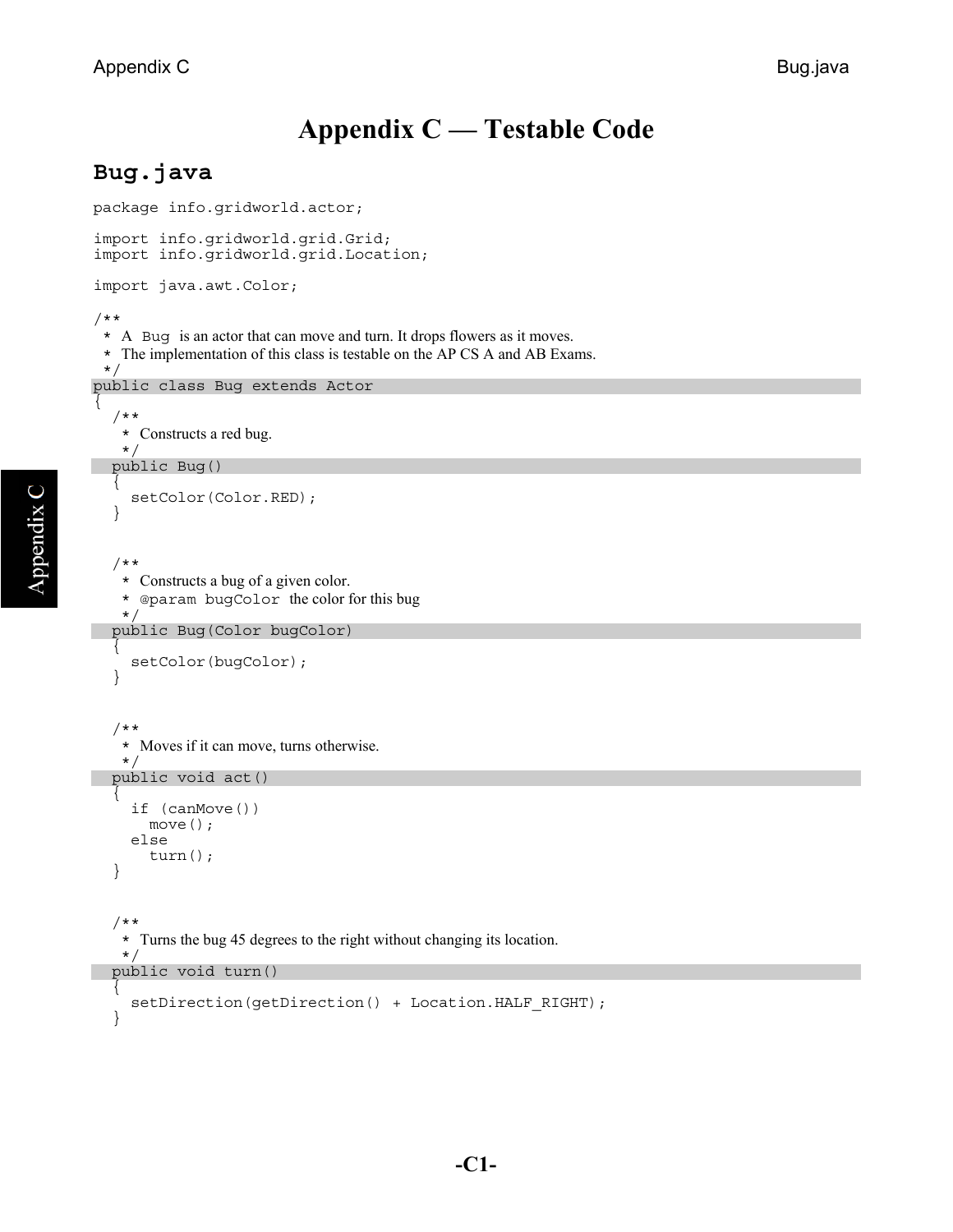# Appendix C — Testable Code

## Bug.java

```java
package info.gridworld.actor;

import info.gridworld.grid.Grid;
import info.gridworld.grid.Location;

import java.awt.Color;

/**
 * A Bug is an actor that can move and turn. It drops flowers as it moves.
 * The implementation of this class is testable on the AP CS A and AB Exams.
 */
public class Bug extends Actor
{
  /**
   * Constructs a red bug.
   */
  public Bug()
  {
    setColor(Color.RED);
  }


  /**
   * Constructs a bug of a given color.
   * @param bugColor the color for this bug
   */
  public Bug(Color bugColor)
  {
    setColor(bugColor);
  }


  /**
   * Moves if it can move, turns otherwise.
   */
  public void act()
  {
    if (canMove())
      move();
    else
      turn();
  }


  /**
   * Turns the bug 45 degrees to the right without changing its location.
   */
  public void turn()
  {
    setDirection(getDirection() + Location.HALF_RIGHT);
  }
```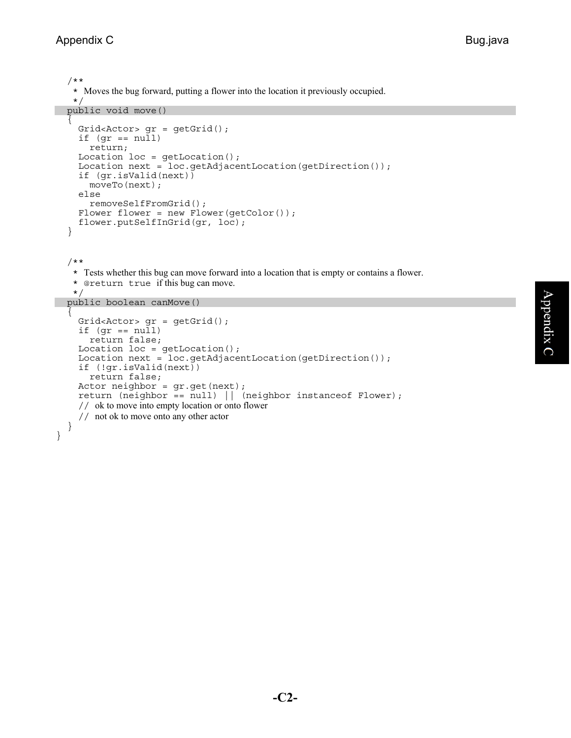```java
    /**
     * Moves the bug forward, putting a flower into the location it previously occupied.
     */
    public void move()
    {
        Grid<Actor> gr = getGrid();
        if (gr == null)
            return;
        Location loc = getLocation();
        Location next = loc.getAdjacentLocation(getDirection());
        if (gr.isValid(next))
            moveTo(next);
        else
            removeSelfFromGrid();
        Flower flower = new Flower(getColor());
        flower.putSelfInGrid(gr, loc);
    }


    /**
     * Tests whether this bug can move forward into a location that is empty or contains a flower.
     * @return true if this bug can move.
     */
    public boolean canMove()
    {
        Grid<Actor> gr = getGrid();
        if (gr == null)
            return false;
        Location loc = getLocation();
        Location next = loc.getAdjacentLocation(getDirection());
        if (!gr.isValid(next))
            return false;
        Actor neighbor = gr.get(next);
        return (neighbor == null) || (neighbor instanceof Flower);
        // ok to move into empty location or onto flower
        // not ok to move onto any other actor
    }
}
```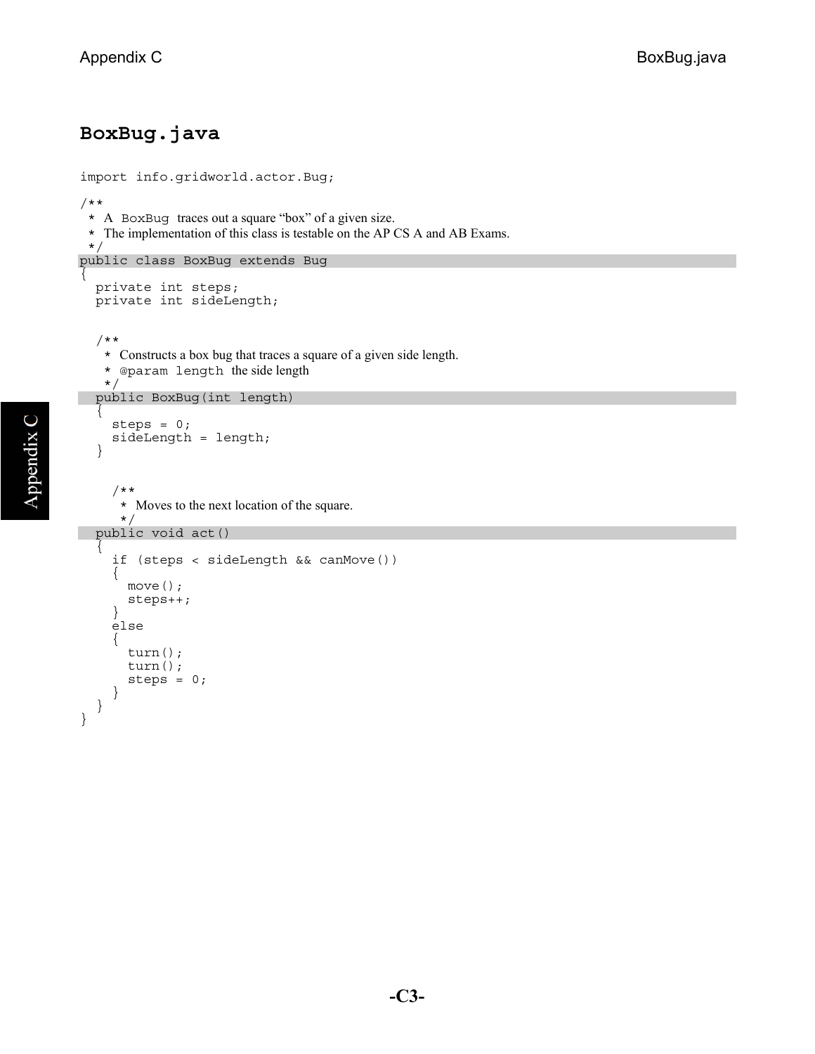# BoxBug.java

```
import info.gridworld.actor.Bug;

/**
 * A BoxBug traces out a square “box” of a given size.
 * The implementation of this class is testable on the AP CS A and AB Exams.
 */
public class BoxBug extends Bug
{
  private int steps;
  private int sideLength;


  /**
   * Constructs a box bug that traces a square of a given side length.
   * @param length the side length
   */
  public BoxBug(int length)
  {
    steps = 0;
    sideLength = length;
  }


    /**
     * Moves to the next location of the square.
     */
  public void act()
  {
    if (steps < sideLength && canMove())
    {
      move();
      steps++;
    }
    else
    {
      turn();
      turn();
      steps = 0;
    }
  }
}
```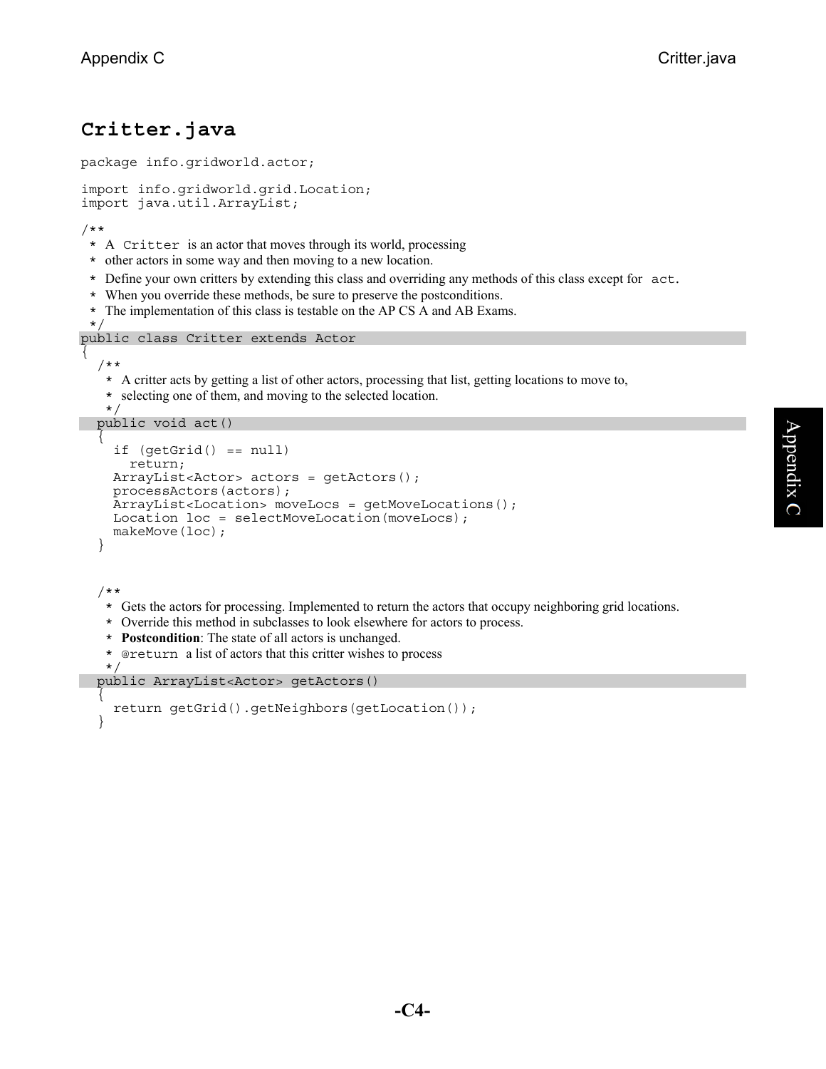# Critter.java

```
package info.gridworld.actor;

import info.gridworld.grid.Location;
import java.util.ArrayList;

/**
 * A Critter is an actor that moves through its world, processing
 * other actors in some way and then moving to a new location.
 * Define your own critters by extending this class and overriding any methods of this class except for act.
 * When you override these methods, be sure to preserve the postconditions.
 * The implementation of this class is testable on the AP CS A and AB Exams.
 */
public class Critter extends Actor
{
   /**
    * A critter acts by getting a list of other actors, processing that list, getting locations to move to,
    * selecting one of them, and moving to the selected location.
    */
   public void act()
   {
      if (getGrid() == null)
         return;
      ArrayList<Actor> actors = getActors();
      processActors(actors);
      ArrayList<Location> moveLocs = getMoveLocations();
      Location loc = selectMoveLocation(moveLocs);
      makeMove(loc);
   }


   /**
    * Gets the actors for processing. Implemented to return the actors that occupy neighboring grid locations.
    * Override this method in subclasses to look elsewhere for actors to process.
    * Postcondition: The state of all actors is unchanged.
    * @return a list of actors that this critter wishes to process
    */
   public ArrayList<Actor> getActors()
   {
      return getGrid().getNeighbors(getLocation());
   }
```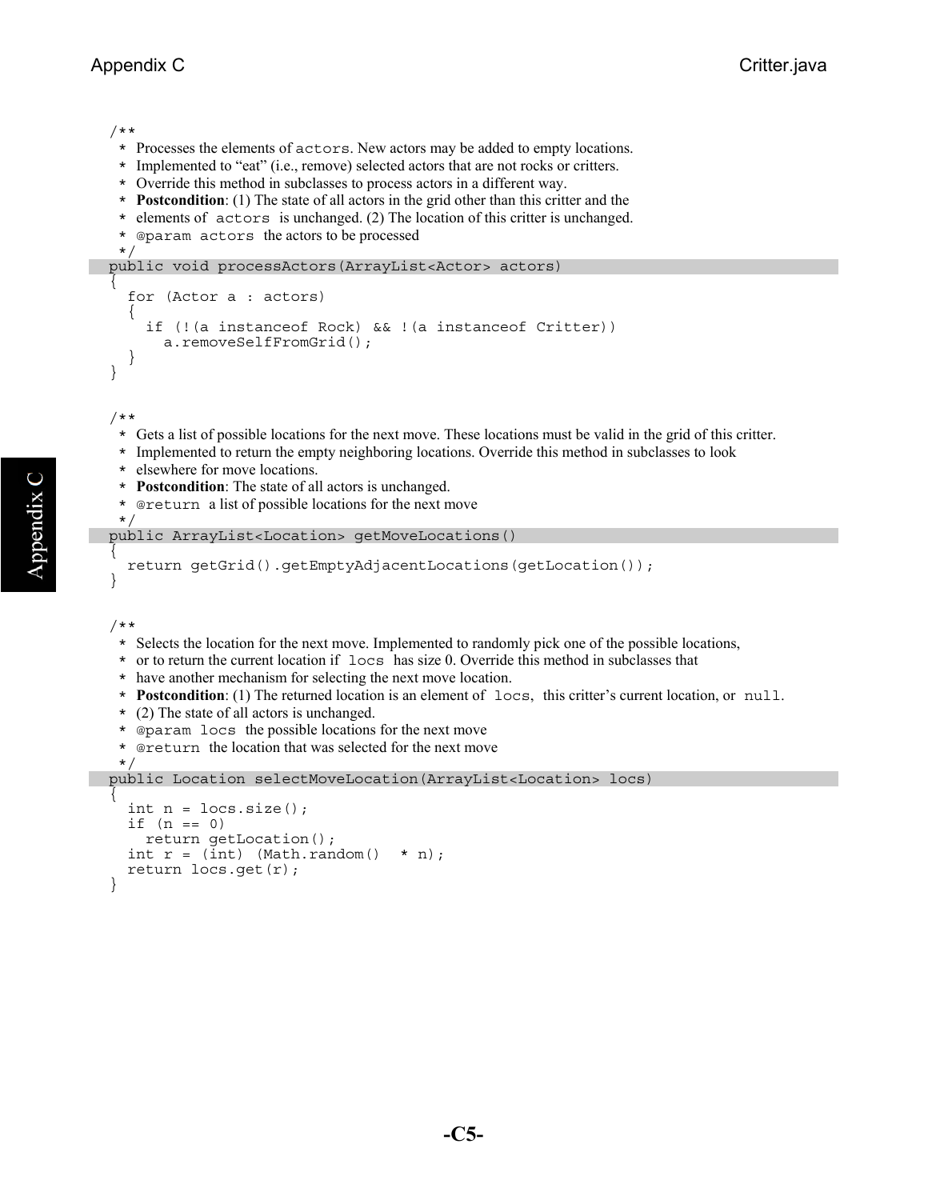```java
/**
 * Processes the elements of actors. New actors may be added to empty locations.
 * Implemented to "eat" (i.e., remove) selected actors that are not rocks or critters.
 * Override this method in subclasses to process actors in a different way.
 * Postcondition: (1) The state of all actors in the grid other than this critter and the
 * elements of actors is unchanged. (2) The location of this critter is unchanged.
 * @param actors the actors to be processed
 */
public void processActors(ArrayList<Actor> actors)
{
  for (Actor a : actors)
  {
    if (!(a instanceof Rock) && !(a instanceof Critter))
      a.removeSelfFromGrid();
  }
}

/**
 * Gets a list of possible locations for the next move. These locations must be valid in the grid of this critter.
 * Implemented to return the empty neighboring locations. Override this method in subclasses to look
 * elsewhere for move locations.
 * Postcondition: The state of all actors is unchanged.
 * @return a list of possible locations for the next move
 */
public ArrayList<Location> getMoveLocations()
{
  return getGrid().getEmptyAdjacentLocations(getLocation());
}

/**
 * Selects the location for the next move. Implemented to randomly pick one of the possible locations,
 * or to return the current location if locs has size 0. Override this method in subclasses that
 * have another mechanism for selecting the next move location.
 * Postcondition: (1) The returned location is an element of locs, this critter's current location, or null.
 * (2) The state of all actors is unchanged.
 * @param locs the possible locations for the next move
 * @return the location that was selected for the next move
 */
public Location selectMoveLocation(ArrayList<Location> locs)
{
  int n = locs.size();
  if (n == 0)
    return getLocation();
  int r = (int) (Math.random() * n);
  return locs.get(r);
}
```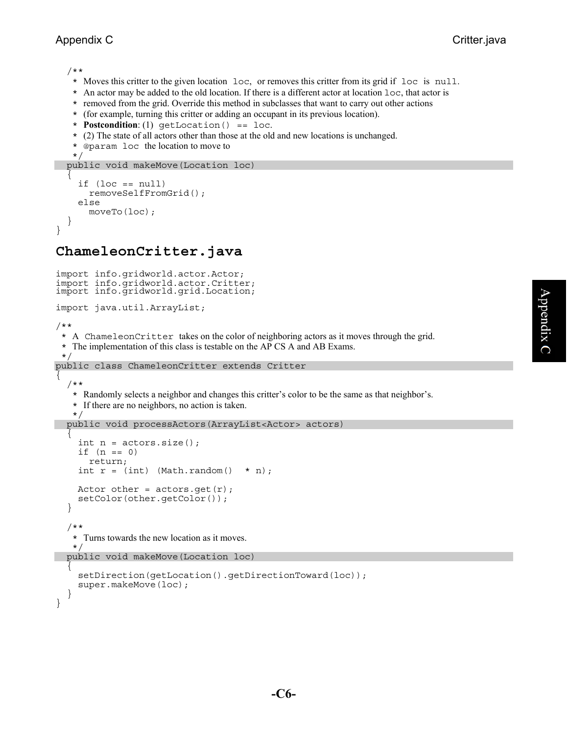```java
   /**
    * Moves this critter to the given location loc, or removes this critter from its grid if loc is null.
    * An actor may be added to the old location. If there is a different actor at location loc, that actor is
    * removed from the grid. Override this method in subclasses that want to carry out other actions
    * (for example, turning this critter or adding an occupant in its previous location).
    * Postcondition: (1) getLocation() == loc.
    * (2) The state of all actors other than those at the old and new locations is unchanged.
    * @param loc the location to move to
    */
   public void makeMove(Location loc)
   {
      if (loc == null)
         removeSelfFromGrid();
      else
         moveTo(loc);
   }
}
```

## ChameleonCritter.java

```java
import info.gridworld.actor.Actor;
import info.gridworld.actor.Critter;
import info.gridworld.grid.Location;

import java.util.ArrayList;

/**
 * A ChameleonCritter takes on the color of neighboring actors as it moves through the grid.
 * The implementation of this class is testable on the AP CS A and AB Exams.
 */
public class ChameleonCritter extends Critter
{
   /**
    * Randomly selects a neighbor and changes this critter's color to be the same as that neighbor's.
    * If there are no neighbors, no action is taken.
    */
   public void processActors(ArrayList<Actor> actors)
   {
      int n = actors.size();
      if (n == 0)
         return;
      int r = (int) (Math.random() * n);

      Actor other = actors.get(r);
      setColor(other.getColor());
   }

   /**
    * Turns towards the new location as it moves.
    */
   public void makeMove(Location loc)
   {
      setDirection(getLocation().getDirectionToward(loc));
      super.makeMove(loc);
   }
}
```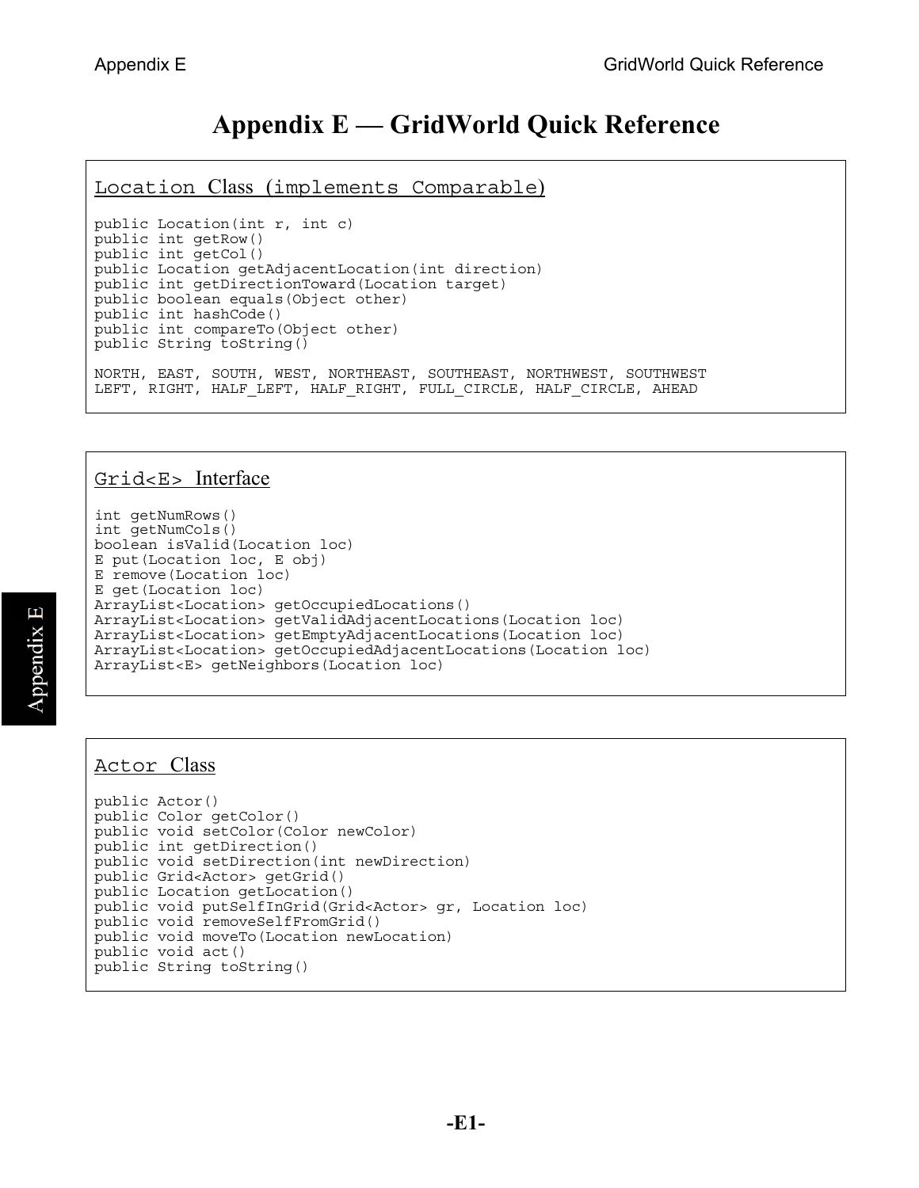# Appendix E — GridWorld Quick Reference

## Location Class (implements Comparable)

```
public Location(int r, int c)
public int getRow()
public int getCol()
public Location getAdjacentLocation(int direction)
public int getDirectionToward(Location target)
public boolean equals(Object other)
public int hashCode()
public int compareTo(Object other)
public String toString()

NORTH, EAST, SOUTH, WEST, NORTHEAST, SOUTHEAST, NORTHWEST, SOUTHWEST
LEFT, RIGHT, HALF_LEFT, HALF_RIGHT, FULL_CIRCLE, HALF_CIRCLE, AHEAD
```

## Grid<E> Interface

```
int getNumRows()
int getNumCols()
boolean isValid(Location loc)
E put(Location loc, E obj)
E remove(Location loc)
E get(Location loc)
ArrayList<Location> getOccupiedLocations()
ArrayList<Location> getValidAdjacentLocations(Location loc)
ArrayList<Location> getEmptyAdjacentLocations(Location loc)
ArrayList<Location> getOccupiedAdjacentLocations(Location loc)
ArrayList<E> getNeighbors(Location loc)
```

## Actor Class

```
public Actor()
public Color getColor()
public void setColor(Color newColor)
public int getDirection()
public void setDirection(int newDirection)
public Grid<Actor> getGrid()
public Location getLocation()
public void putSelfInGrid(Grid<Actor> gr, Location loc)
public void removeSelfFromGrid()
public void moveTo(Location newLocation)
public void act()
public String toString()
```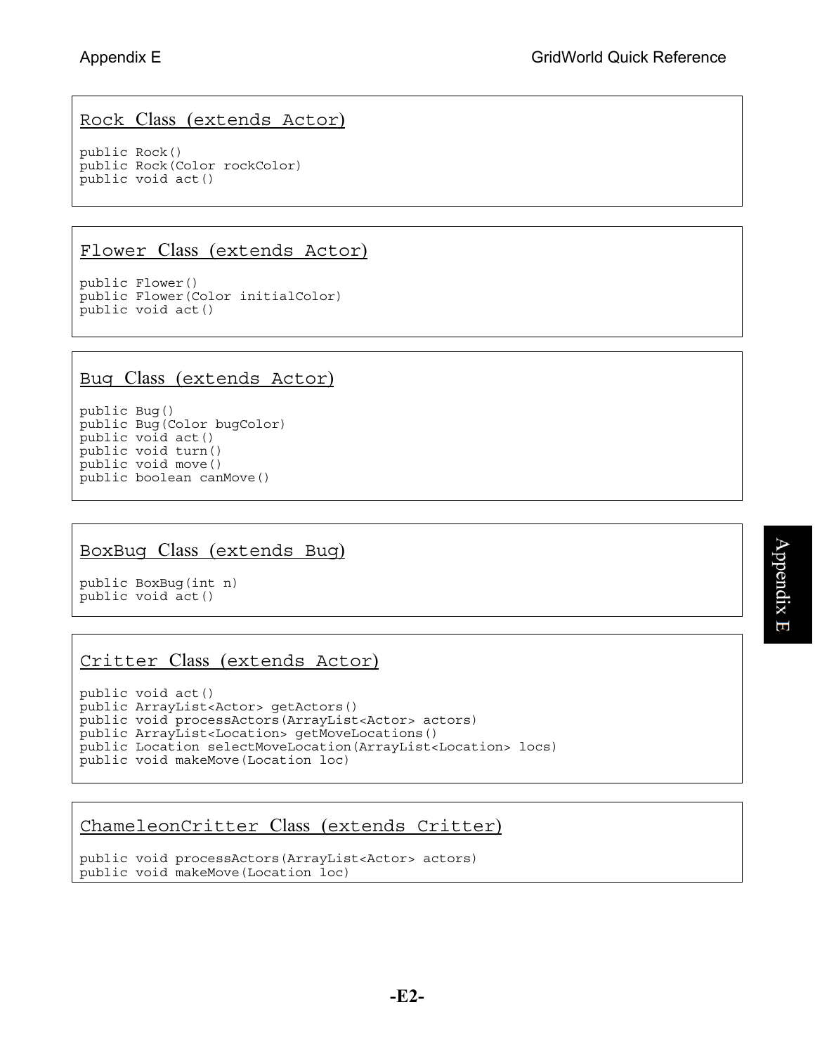## Rock Class (extends Actor)

```
public Rock()
public Rock(Color rockColor)
public void act()
```

## Flower Class (extends Actor)

```
public Flower()
public Flower(Color initialColor)
public void act()
```

## Bug Class (extends Actor)

```
public Bug()
public Bug(Color bugColor)
public void act()
public void turn()
public void move()
public boolean canMove()
```

## BoxBug Class (extends Bug)

```
public BoxBug(int n)
public void act()
```

## Critter Class (extends Actor)

```
public void act()
public ArrayList<Actor> getActors()
public void processActors(ArrayList<Actor> actors)
public ArrayList<Location> getMoveLocations()
public Location selectMoveLocation(ArrayList<Location> locs)
public void makeMove(Location loc)
```

## ChameleonCritter Class (extends Critter)

```
public void processActors(ArrayList<Actor> actors)
public void makeMove(Location loc)
```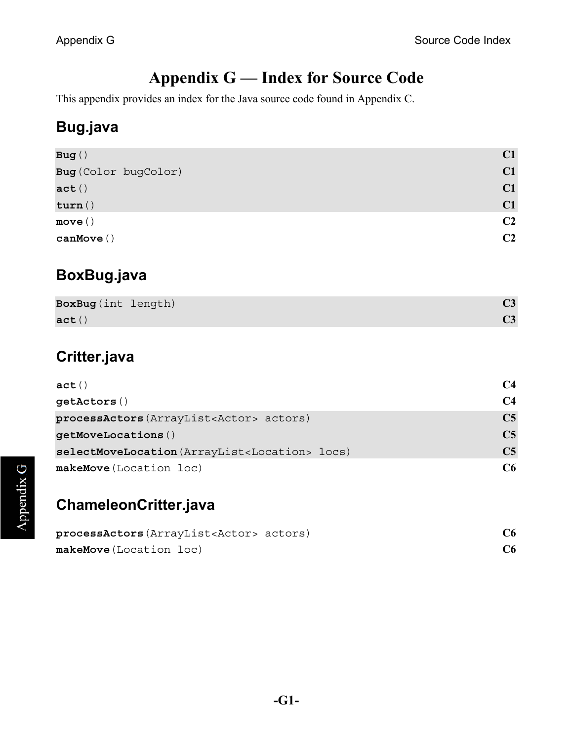# Appendix G — Index for Source Code

This appendix provides an index for the Java source code found in Appendix C.

## Bug.java

| | |
|---|---|
| **Bug**() | **C1** |
| **Bug**(Color bugColor) | **C1** |
| **act**() | **C1** |
| **turn**() | **C1** |
| **move**() | **C2** |
| **canMove**() | **C2** |

## BoxBug.java

| | |
|---|---|
| **BoxBug**(int length) | **C3** |
| **act**() | **C3** |

## Critter.java

| | |
|---|---|
| **act**() | **C4** |
| **getActors**() | **C4** |
| **processActors**(ArrayList<Actor> actors) | **C5** |
| **getMoveLocations**() | **C5** |
| **selectMoveLocation**(ArrayList<Location> locs) | **C5** |
| **makeMove**(Location loc) | **C6** |

## ChameleonCritter.java

| | |
|---|---|
| **processActors**(ArrayList<Actor> actors) | **C6** |
| **makeMove**(Location loc) | **C6** |